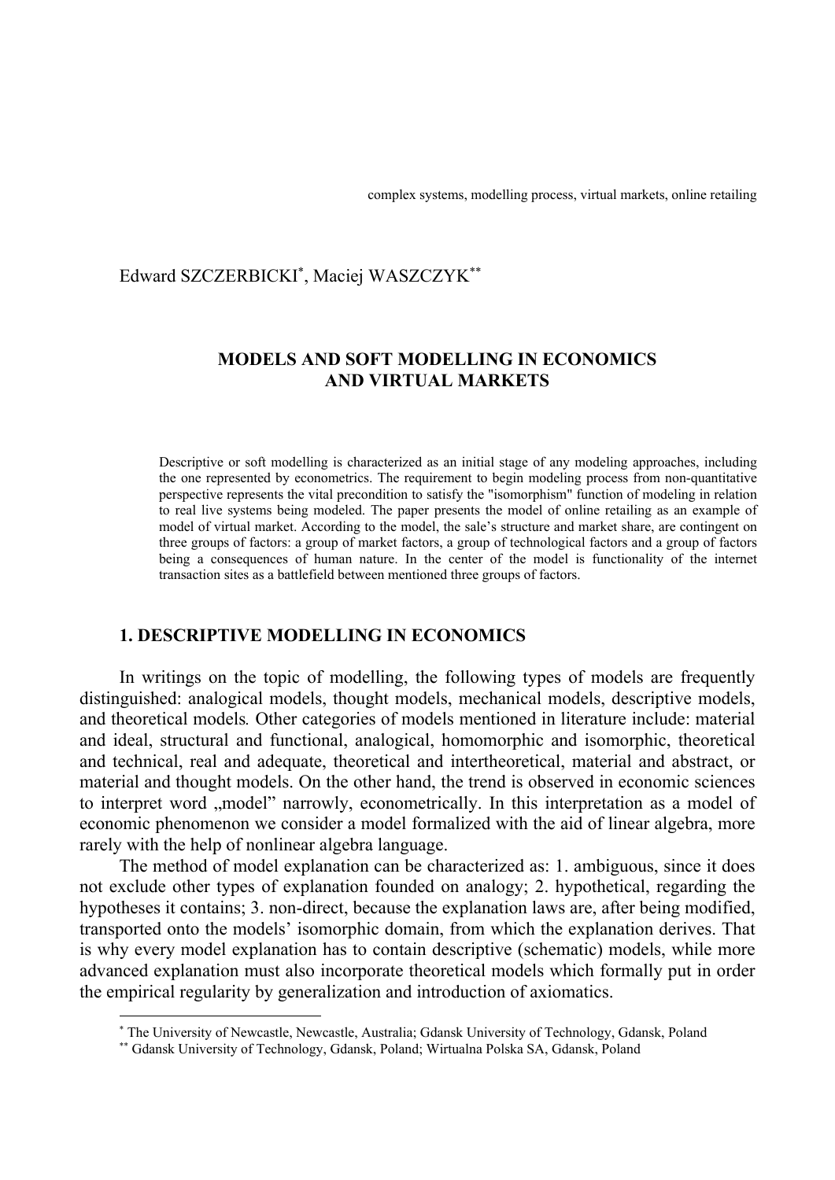complex systems, modelling process, virtual markets, online retailing

Edward SZCZERBICKI[*], Maciej WASZCZYK[**]

# MODELS AND SOFT MODELLING IN ECONOMICS AND VIRTUAL MARKETS

Descriptive or soft modelling is characterized as an initial stage of any modeling approaches, including the one represented by econometrics. The requirement to begin modeling process from non-quantitative perspective represents the vital precondition to satisfy the "isomorphism" function of modeling in relation to real live systems being modeled. The paper presents the model of online retailing as an example of model of virtual market. According to the model, the sale's structure and market share, are contingent on three groups of factors: a group of market factors, a group of technological factors and a group of factors being a consequences of human nature. In the center of the model is functionality of the internet transaction sites as a battlefield between mentioned three groups of factors.

## 1. DESCRIPTIVE MODELLING IN ECONOMICS

In writings on the topic of modelling, the following types of models are frequently distinguished: analogical models, thought models, mechanical models, descriptive models, and theoretical models. Other categories of models mentioned in literature include: material and ideal, structural and functional, analogical, homomorphic and isomorphic, theoretical and technical, real and adequate, theoretical and intertheoretical, material and abstract, or material and thought models. On the other hand, the trend is observed in economic sciences to interpret word „model" narrowly, econometrically. In this interpretation as a model of economic phenomenon we consider a model formalized with the aid of linear algebra, more rarely with the help of nonlinear algebra language.

The method of model explanation can be characterized as: 1. ambiguous, since it does not exclude other types of explanation founded on analogy; 2. hypothetical, regarding the hypotheses it contains; 3. non-direct, because the explanation laws are, after being modified, transported onto the models' isomorphic domain, from which the explanation derives. That is why every model explanation has to contain descriptive (schematic) models, while more advanced explanation must also incorporate theoretical models which formally put in order the empirical regularity by generalization and introduction of axiomatics.

[*] The University of Newcastle, Newcastle, Australia; Gdansk University of Technology, Gdansk, Poland
[**] Gdansk University of Technology, Gdansk, Poland; Wirtualna Polska SA, Gdansk, Poland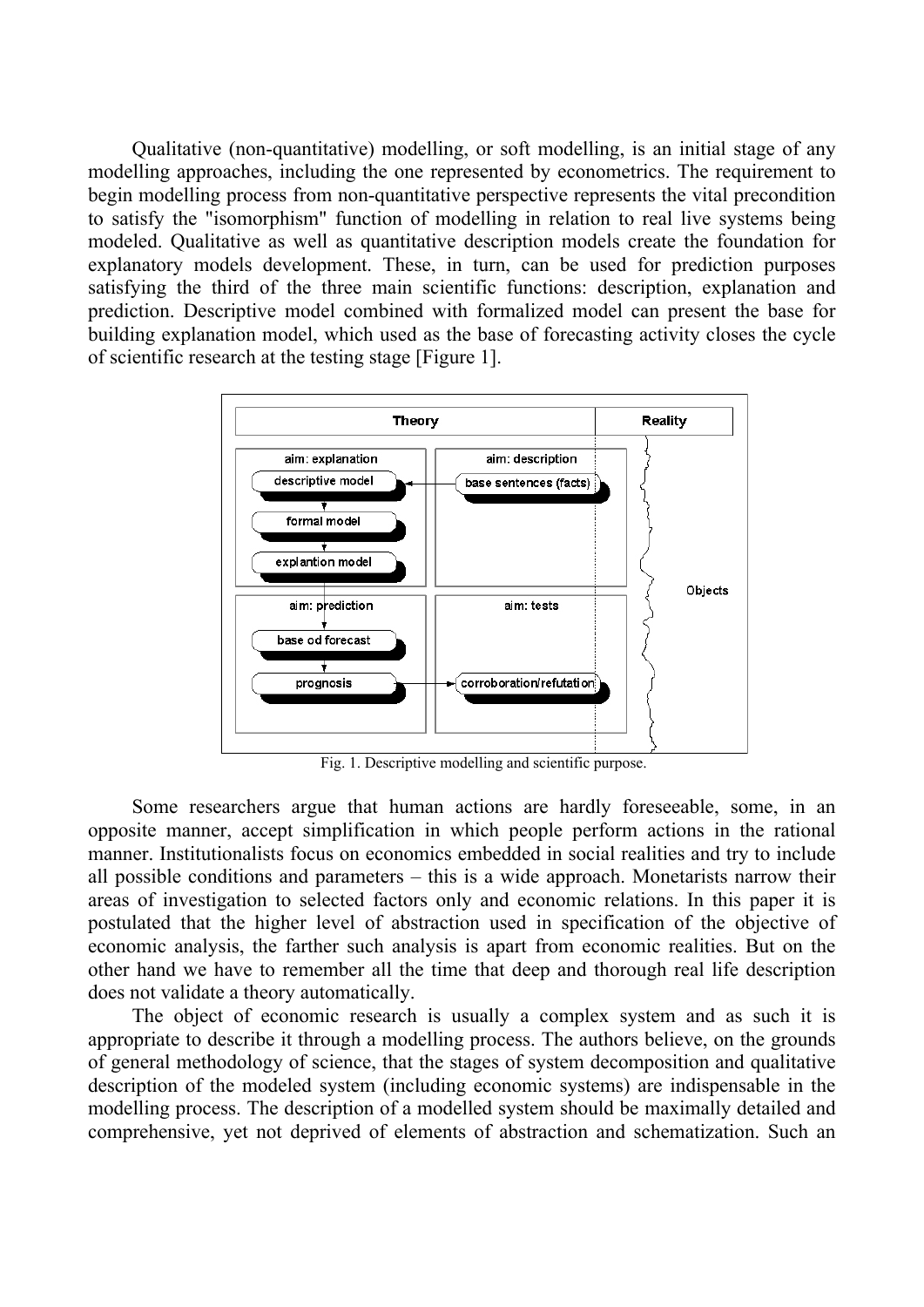Qualitative (non-quantitative) modelling, or soft modelling, is an initial stage of any modelling approaches, including the one represented by econometrics. The requirement to begin modelling process from non-quantitative perspective represents the vital precondition to satisfy the "isomorphism" function of modelling in relation to real live systems being modeled. Qualitative as well as quantitative description models create the foundation for explanatory models development. These, in turn, can be used for prediction purposes satisfying the third of the three main scientific functions: description, explanation and prediction. Descriptive model combined with formalized model can present the base for building explanation model, which used as the base of forecasting activity closes the cycle of scientific research at the testing stage [Figure 1].

Fig. 1. Descriptive modelling and scientific purpose.

Some researchers argue that human actions are hardly foreseeable, some, in an opposite manner, accept simplification in which people perform actions in the rational manner. Institutionalists focus on economics embedded in social realities and try to include all possible conditions and parameters – this is a wide approach. Monetarists narrow their areas of investigation to selected factors only and economic relations. In this paper it is postulated that the higher level of abstraction used in specification of the objective of economic analysis, the farther such analysis is apart from economic realities. But on the other hand we have to remember all the time that deep and thorough real life description does not validate a theory automatically.

The object of economic research is usually a complex system and as such it is appropriate to describe it through a modelling process. The authors believe, on the grounds of general methodology of science, that the stages of system decomposition and qualitative description of the modeled system (including economic systems) are indispensable in the modelling process. The description of a modelled system should be maximally detailed and comprehensive, yet not deprived of elements of abstraction and schematization. Such an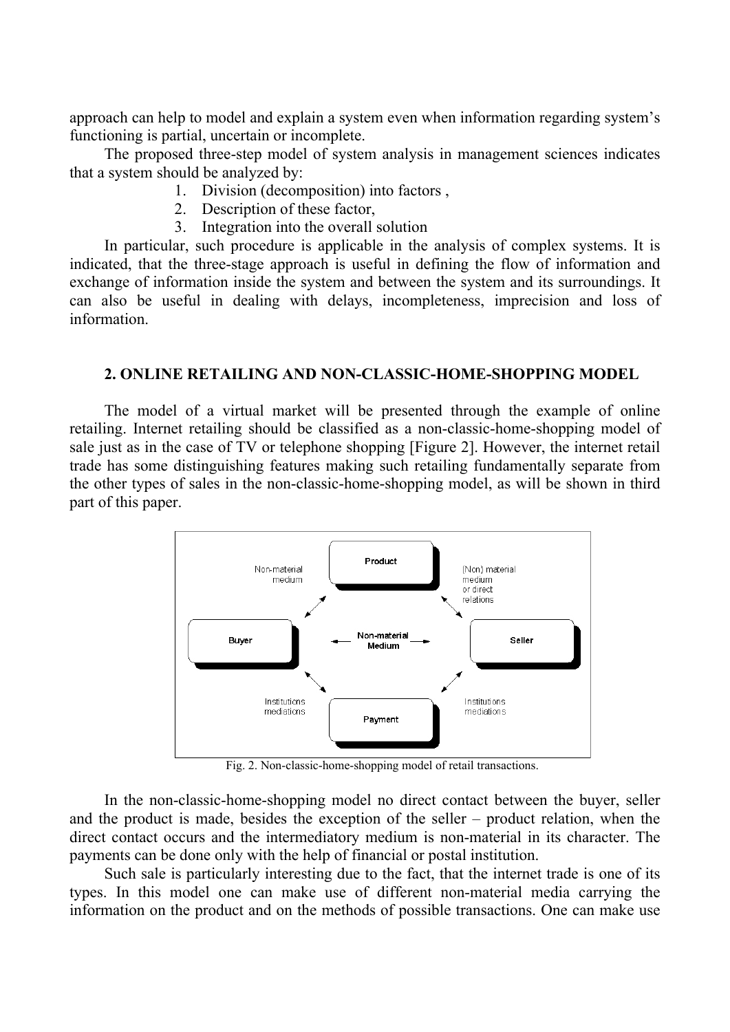approach can help to model and explain a system even when information regarding system's functioning is partial, uncertain or incomplete.

The proposed three-step model of system analysis in management sciences indicates that a system should be analyzed by:

1. Division (decomposition) into factors ,
2. Description of these factor,
3. Integration into the overall solution

In particular, such procedure is applicable in the analysis of complex systems. It is indicated, that the three-stage approach is useful in defining the flow of information and exchange of information inside the system and between the system and its surroundings. It can also be useful in dealing with delays, incompleteness, imprecision and loss of information.

## 2. ONLINE RETAILING AND NON-CLASSIC-HOME-SHOPPING MODEL

The model of a virtual market will be presented through the example of online retailing. Internet retailing should be classified as a non-classic-home-shopping model of sale just as in the case of TV or telephone shopping [Figure 2]. However, the internet retail trade has some distinguishing features making such retailing fundamentally separate from the other types of sales in the non-classic-home-shopping model, as will be shown in third part of this paper.

Product

Non-material medium

(Non) material medium or direct relations

Buyer

Non-material Medium

Seller

Institutions mediations

Institutions mediations

Payment

Fig. 2. Non-classic-home-shopping model of retail transactions.

In the non-classic-home-shopping model no direct contact between the buyer, seller and the product is made, besides the exception of the seller – product relation, when the direct contact occurs and the intermediatory medium is non-material in its character. The payments can be done only with the help of financial or postal institution.

Such sale is particularly interesting due to the fact, that the internet trade is one of its types. In this model one can make use of different non-material media carrying the information on the product and on the methods of possible transactions. One can make use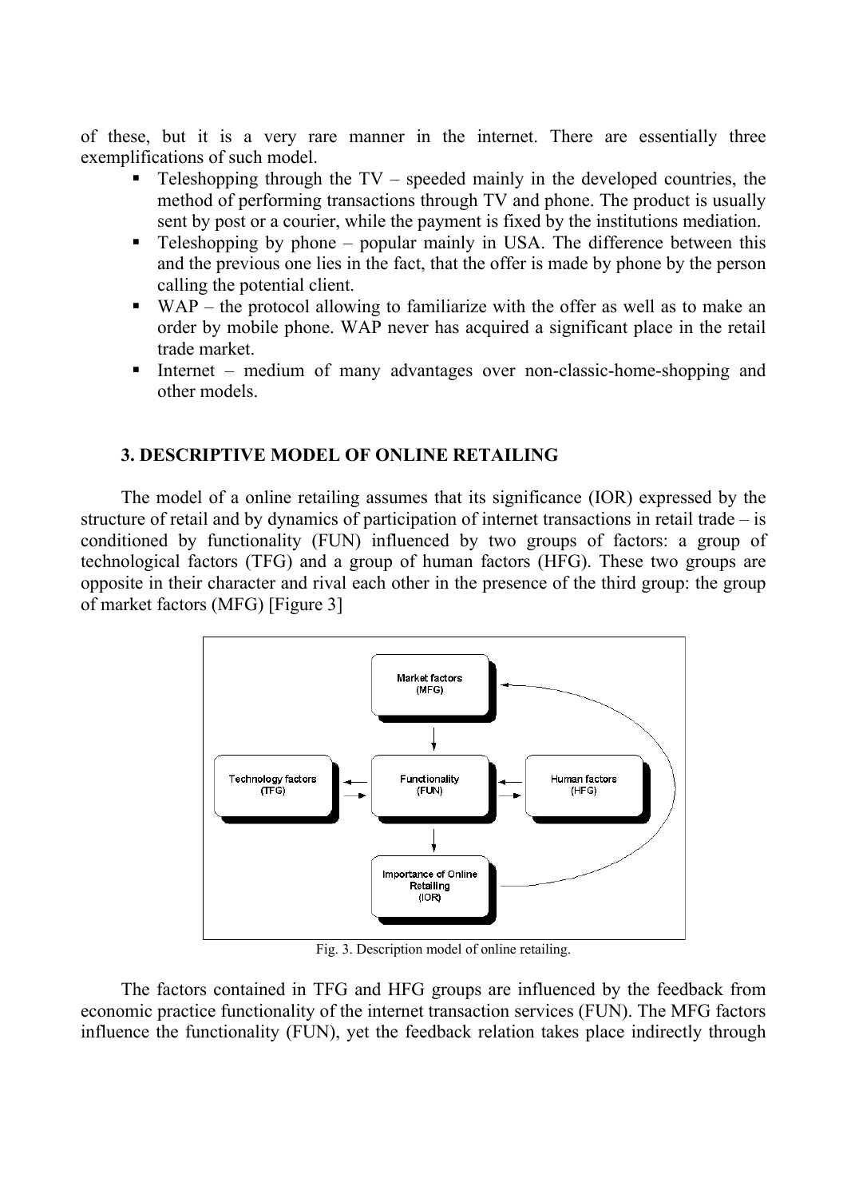of these, but it is a very rare manner in the internet. There are essentially three exemplifications of such model.

- Teleshopping through the TV – speeded mainly in the developed countries, the method of performing transactions through TV and phone. The product is usually sent by post or a courier, while the payment is fixed by the institutions mediation.
- Teleshopping by phone – popular mainly in USA. The difference between this and the previous one lies in the fact, that the offer is made by phone by the person calling the potential client.
- WAP – the protocol allowing to familiarize with the offer as well as to make an order by mobile phone. WAP never has acquired a significant place in the retail trade market.
- Internet – medium of many advantages over non-classic-home-shopping and other models.

## 3. DESCRIPTIVE MODEL OF ONLINE RETAILING

The model of a online retailing assumes that its significance (IOR) expressed by the structure of retail and by dynamics of participation of internet transactions in retail trade – is conditioned by functionality (FUN) influenced by two groups of factors: a group of technological factors (TFG) and a group of human factors (HFG). These two groups are opposite in their character and rival each other in the presence of the third group: the group of market factors (MFG) [Figure 3]

Fig. 3. Description model of online retailing.

The factors contained in TFG and HFG groups are influenced by the feedback from economic practice functionality of the internet transaction services (FUN). The MFG factors influence the functionality (FUN), yet the feedback relation takes place indirectly through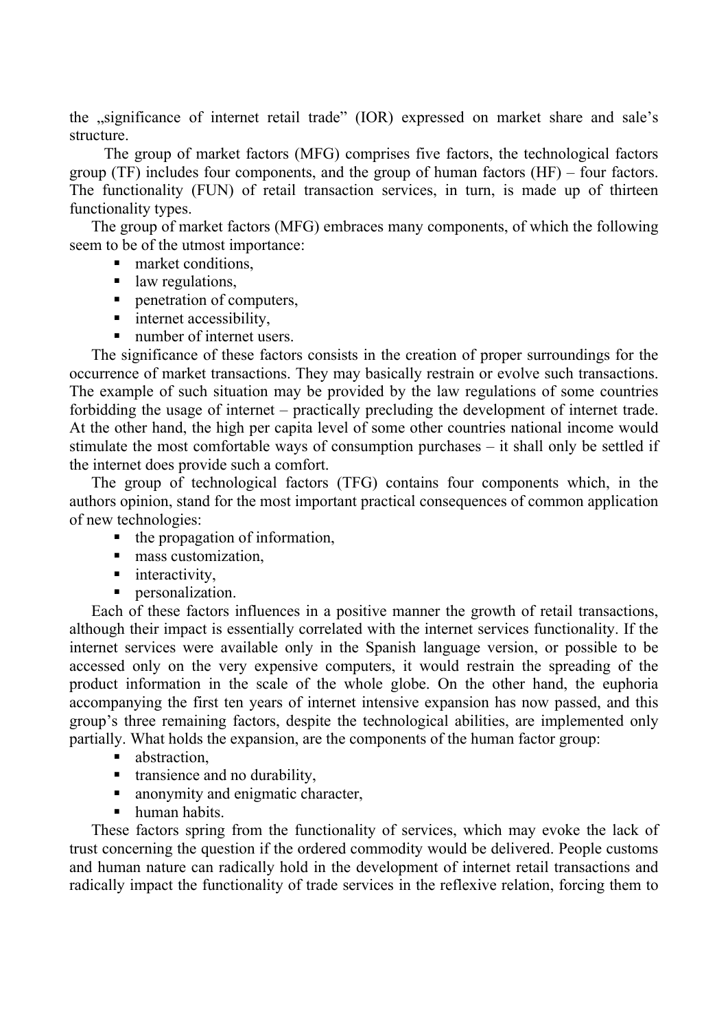the „significance of internet retail trade" (IOR) expressed on market share and sale's structure.

The group of market factors (MFG) comprises five factors, the technological factors group (TF) includes four components, and the group of human factors (HF) – four factors. The functionality (FUN) of retail transaction services, in turn, is made up of thirteen functionality types.

The group of market factors (MFG) embraces many components, of which the following seem to be of the utmost importance:

- market conditions,
- law regulations,
- penetration of computers,
- internet accessibility,
- number of internet users.

The significance of these factors consists in the creation of proper surroundings for the occurrence of market transactions. They may basically restrain or evolve such transactions. The example of such situation may be provided by the law regulations of some countries forbidding the usage of internet – practically precluding the development of internet trade. At the other hand, the high per capita level of some other countries national income would stimulate the most comfortable ways of consumption purchases – it shall only be settled if the internet does provide such a comfort.

The group of technological factors (TFG) contains four components which, in the authors opinion, stand for the most important practical consequences of common application of new technologies:

- the propagation of information,
- mass customization,
- interactivity,
- personalization.

Each of these factors influences in a positive manner the growth of retail transactions, although their impact is essentially correlated with the internet services functionality. If the internet services were available only in the Spanish language version, or possible to be accessed only on the very expensive computers, it would restrain the spreading of the product information in the scale of the whole globe. On the other hand, the euphoria accompanying the first ten years of internet intensive expansion has now passed, and this group's three remaining factors, despite the technological abilities, are implemented only partially. What holds the expansion, are the components of the human factor group:

- abstraction,
- transience and no durability,
- anonymity and enigmatic character,
- human habits.

These factors spring from the functionality of services, which may evoke the lack of trust concerning the question if the ordered commodity would be delivered. People customs and human nature can radically hold in the development of internet retail transactions and radically impact the functionality of trade services in the reflexive relation, forcing them to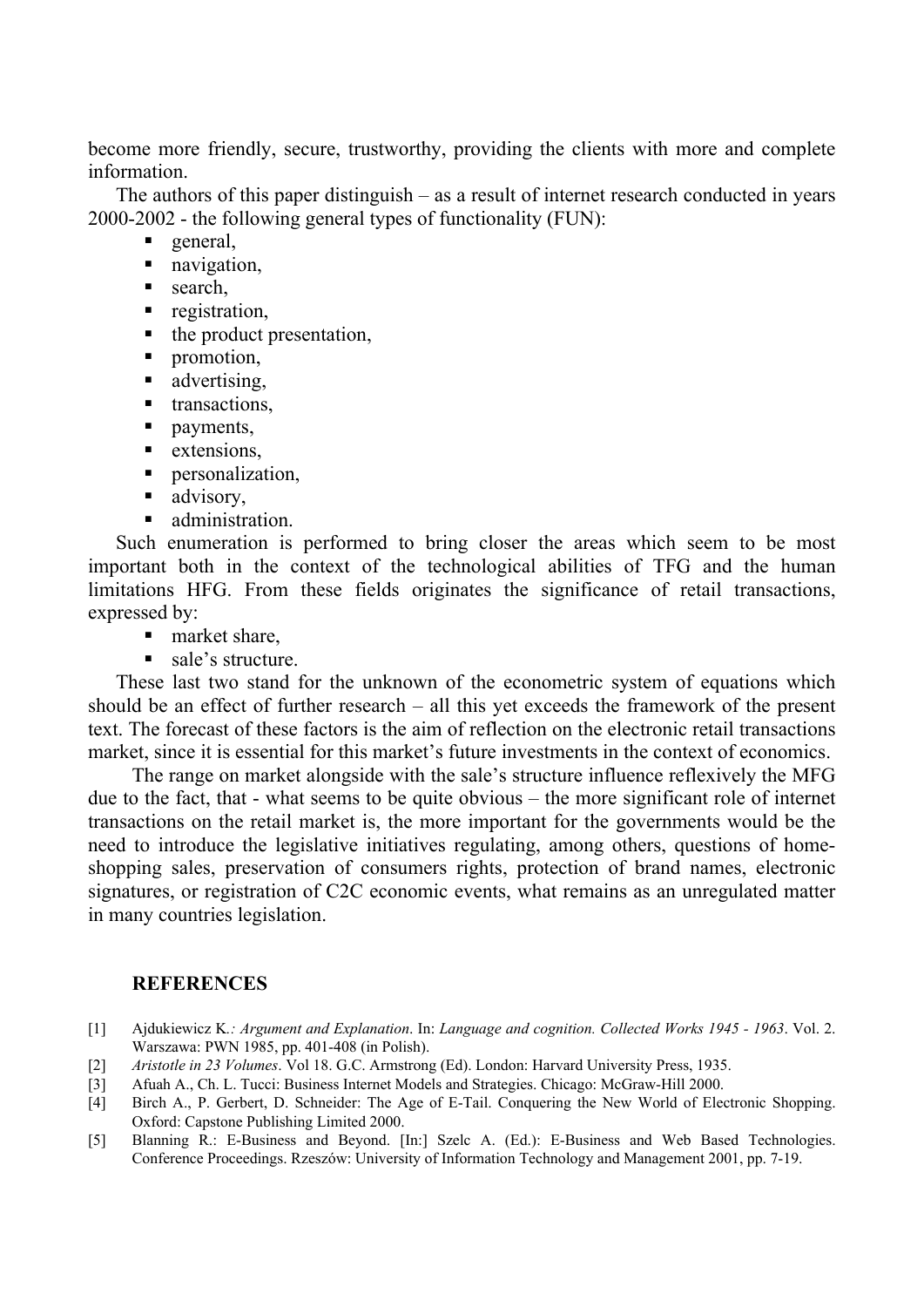become more friendly, secure, trustworthy, providing the clients with more and complete information.

The authors of this paper distinguish – as a result of internet research conducted in years 2000-2002 - the following general types of functionality (FUN):

- general,
- navigation,
- search,
- registration,
- the product presentation,
- promotion,
- advertising,
- transactions,
- payments,
- extensions,
- personalization,
- advisory,
- administration.

Such enumeration is performed to bring closer the areas which seem to be most important both in the context of the technological abilities of TFG and the human limitations HFG. From these fields originates the significance of retail transactions, expressed by:

- market share,
- sale's structure.

These last two stand for the unknown of the econometric system of equations which should be an effect of further research – all this yet exceeds the framework of the present text. The forecast of these factors is the aim of reflection on the electronic retail transactions market, since it is essential for this market's future investments in the context of economics.

The range on market alongside with the sale's structure influence reflexively the MFG due to the fact, that - what seems to be quite obvious – the more significant role of internet transactions on the retail market is, the more important for the governments would be the need to introduce the legislative initiatives regulating, among others, questions of home-shopping sales, preservation of consumers rights, protection of brand names, electronic signatures, or registration of C2C economic events, what remains as an unregulated matter in many countries legislation.

## REFERENCES

[1] Ajdukiewicz K*.: Argument and Explanation*. In: *Language and cognition. Collected Works 1945 - 1963*. Vol. 2. Warszawa: PWN 1985, pp. 401-408 (in Polish).

[2] *Aristotle in 23 Volumes*. Vol 18. G.C. Armstrong (Ed). London: Harvard University Press, 1935.

[3] Afuah A., Ch. L. Tucci: Business Internet Models and Strategies. Chicago: McGraw-Hill 2000.

[4] Birch A., P. Gerbert, D. Schneider: The Age of E-Tail. Conquering the New World of Electronic Shopping. Oxford: Capstone Publishing Limited 2000.

[5] Blanning R.: E-Business and Beyond. [In:] Szelc A. (Ed.): E-Business and Web Based Technologies. Conference Proceedings. Rzeszów: University of Information Technology and Management 2001, pp. 7-19.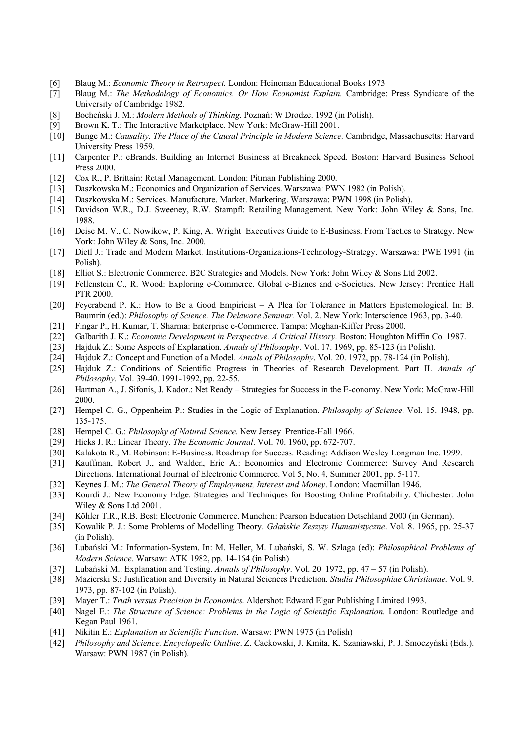[6] Blaug M.: *Economic Theory in Retrospect.* London: Heineman Educational Books 1973

[7] Blaug M.: *The Methodology of Economics. Or How Economist Explain.* Cambridge: Press Syndicate of the University of Cambridge 1982.

[8] Bocheński J. M.: *Modern Methods of Thinking.* Poznań: W Drodze. 1992 (in Polish).

[9] Brown K. T.: The Interactive Marketplace. New York: McGraw-Hill 2001.

[10] Bunge M.: *Causality. The Place of the Causal Principle in Modern Science.* Cambridge, Massachusetts: Harvard University Press 1959.

[11] Carpenter P.: eBrands. Building an Internet Business at Breakneck Speed. Boston: Harvard Business School Press 2000.

[12] Cox R., P. Brittain: Retail Management. London: Pitman Publishing 2000.

[13] Daszkowska M.: Economics and Organization of Services. Warszawa: PWN 1982 (in Polish).

[14] Daszkowska M.: Services. Manufacture. Market. Marketing. Warszawa: PWN 1998 (in Polish).

[15] Davidson W.R., D.J. Sweeney, R.W. Stampfl: Retailing Management. New York: John Wiley & Sons, Inc. 1988.

[16] Deise M. V., C. Nowikow, P. King, A. Wright: Executives Guide to E-Business. From Tactics to Strategy. New York: John Wiley & Sons, Inc. 2000.

[17] Dietl J.: Trade and Modern Market. Institutions-Organizations-Technology-Strategy. Warszawa: PWE 1991 (in Polish).

[18] Elliot S.: Electronic Commerce. B2C Strategies and Models. New York: John Wiley & Sons Ltd 2002.

[19] Fellenstein C., R. Wood: Exploring e-Commerce. Global e-Biznes and e-Societies. New Jersey: Prentice Hall PTR 2000.

[20] Feyerabend P. K.: How to Be a Good Empiricist – A Plea for Tolerance in Matters Epistemological*.* In: B. Baumrin (ed.): *Philosophy of Science. The Delaware Seminar.* Vol. 2. New York: Interscience 1963, pp. 3-40.

[21] Fingar P., H. Kumar, T. Sharma: Enterprise e-Commerce. Tampa: Meghan-Kiffer Press 2000.

[22] Galbarith J. K.: *Economic Development in Perspective. A Critical History.* Boston: Houghton Miffin Co. 1987.

[23] Hajduk Z.: Some Aspects of Explanation. *Annals of Philosophy*. Vol. 17. 1969, pp. 85-123 (in Polish).

[24] Hajduk Z.: Concept and Function of a Model. *Annals of Philosophy*. Vol. 20. 1972, pp. 78-124 (in Polish).

[25] Hajduk Z.: Conditions of Scientific Progress in Theories of Research Development. Part II. *Annals of Philosophy*. Vol. 39-40. 1991-1992, pp. 22-55.

[26] Hartman A., J. Sifonis, J. Kador.: Net Ready – Strategies for Success in the E-conomy. New York: McGraw-Hill 2000.

[27] Hempel C. G., Oppenheim P.: Studies in the Logic of Explanation. *Philosophy of Science*. Vol. 15. 1948, pp. 135-175.

[28] Hempel C. G.: *Philosophy of Natural Science.* New Jersey: Prentice-Hall 1966.

[29] Hicks J. R.: Linear Theory. *The Economic Journal*. Vol. 70. 1960, pp. 672-707.

[30] Kalakota R., M. Robinson: E-Business. Roadmap for Success. Reading: Addison Wesley Longman Inc. 1999.

[31] Kauffman, Robert J., and Walden, Eric A.: Economics and Electronic Commerce: Survey And Research Directions. International Journal of Electronic Commerce. Vol 5, No. 4, Summer 2001, pp. 5-117.

[32] Keynes J. M.: *The General Theory of Employment, Interest and Money*. London: Macmillan 1946.

[33] Kourdi J.: New Economy Edge. Strategies and Techniques for Boosting Online Profitability. Chichester: John Wiley & Sons Ltd 2001.

[34] Köhler T.R., R.B. Best: Electronic Commerce. Munchen: Pearson Education Detschland 2000 (in German).

[35] Kowalik P. J.: Some Problems of Modelling Theory. *Gdańskie Zeszyty Humanistyczne*. Vol. 8. 1965, pp. 25-37 (in Polish).

[36] Lubański M.: Information-System. In: M. Heller, M. Lubański, S. W. Szlaga (ed): *Philosophical Problems of Modern Science*. Warsaw: ATK 1982, pp. 14-164 (in Polish)

[37] Lubański M.: Explanation and Testing. *Annals of Philosophy*. Vol. 20. 1972, pp. 47 – 57 (in Polish).

[38] Mazierski S.: Justification and Diversity in Natural Sciences Prediction*. Studia Philosophiae Christianae*. Vol. 9. 1973, pp. 87-102 (in Polish).

[39] Mayer T.: *Truth versus Precision in Economics*. Aldershot: Edward Elgar Publishing Limited 1993.

[40] Nagel E.: *The Structure of Science: Problems in the Logic of Scientific Explanation.* London: Routledge and Kegan Paul 1961.

[41] Nikitin E.: *Explanation as Scientific Function*. Warsaw: PWN 1975 (in Polish)

[42] *Philosophy and Science. Encyclopedic Outline*. Z. Cackowski, J. Kmita, K. Szaniawski, P. J. Smoczyński (Eds.). Warsaw: PWN 1987 (in Polish).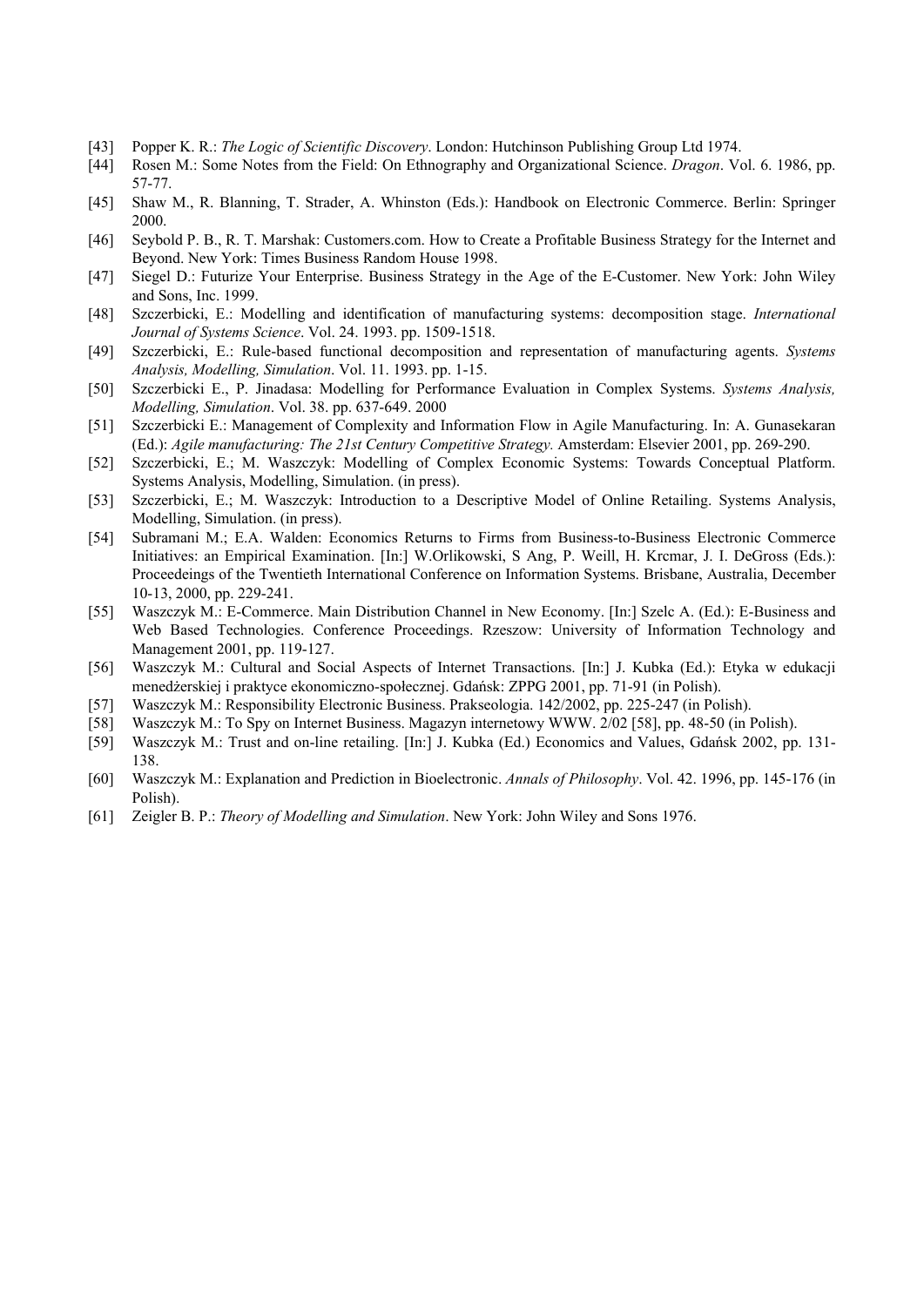[43] Popper K. R.: *The Logic of Scientific Discovery*. London: Hutchinson Publishing Group Ltd 1974.

[44] Rosen M.: Some Notes from the Field: On Ethnography and Organizational Science. *Dragon*. Vol. 6. 1986, pp. 57-77.

[45] Shaw M., R. Blanning, T. Strader, A. Whinston (Eds.): Handbook on Electronic Commerce. Berlin: Springer 2000.

[46] Seybold P. B., R. T. Marshak: Customers.com. How to Create a Profitable Business Strategy for the Internet and Beyond. New York: Times Business Random House 1998.

[47] Siegel D.: Futurize Your Enterprise. Business Strategy in the Age of the E-Customer. New York: John Wiley and Sons, Inc. 1999.

[48] Szczerbicki, E.: Modelling and identification of manufacturing systems: decomposition stage. *International Journal of Systems Science*. Vol. 24. 1993. pp. 1509-1518.

[49] Szczerbicki, E.: Rule-based functional decomposition and representation of manufacturing agents. *Systems Analysis, Modelling, Simulation*. Vol. 11. 1993. pp. 1-15.

[50] Szczerbicki E., P. Jinadasa: Modelling for Performance Evaluation in Complex Systems. *Systems Analysis, Modelling, Simulation*. Vol. 38. pp. 637-649. 2000

[51] Szczerbicki E.: Management of Complexity and Information Flow in Agile Manufacturing. In: A. Gunasekaran (Ed.): *Agile manufacturing: The 21st Century Competitive Strategy.* Amsterdam: Elsevier 2001, pp. 269-290.

[52] Szczerbicki, E.; M. Waszczyk: Modelling of Complex Economic Systems: Towards Conceptual Platform. Systems Analysis, Modelling, Simulation. (in press).

[53] Szczerbicki, E.; M. Waszczyk: Introduction to a Descriptive Model of Online Retailing. Systems Analysis, Modelling, Simulation. (in press).

[54] Subramani M.; E.A. Walden: Economics Returns to Firms from Business-to-Business Electronic Commerce Initiatives: an Empirical Examination. [In:] W.Orlikowski, S Ang, P. Weill, H. Krcmar, J. I. DeGross (Eds.): Proceedeings of the Twentieth International Conference on Information Systems. Brisbane, Australia, December 10-13, 2000, pp. 229-241.

[55] Waszczyk M.: E-Commerce. Main Distribution Channel in New Economy. [In:] Szelc A. (Ed.): E-Business and Web Based Technologies. Conference Proceedings. Rzeszow: University of Information Technology and Management 2001, pp. 119-127.

[56] Waszczyk M.: Cultural and Social Aspects of Internet Transactions. [In:] J. Kubka (Ed.): Etyka w edukacji menedżerskiej i praktyce ekonomiczno-społecznej. Gdańsk: ZPPG 2001, pp. 71-91 (in Polish).

[57] Waszczyk M.: Responsibility Electronic Business. Prakseologia. 142/2002, pp. 225-247 (in Polish).

[58] Waszczyk M.: To Spy on Internet Business. Magazyn internetowy WWW. 2/02 [58], pp. 48-50 (in Polish).

[59] Waszczyk M.: Trust and on-line retailing. [In:] J. Kubka (Ed.) Economics and Values, Gdańsk 2002, pp. 131-138.

[60] Waszczyk M.: Explanation and Prediction in Bioelectronic. *Annals of Philosophy*. Vol. 42. 1996, pp. 145-176 (in Polish).

[61] Zeigler B. P.: *Theory of Modelling and Simulation*. New York: John Wiley and Sons 1976.